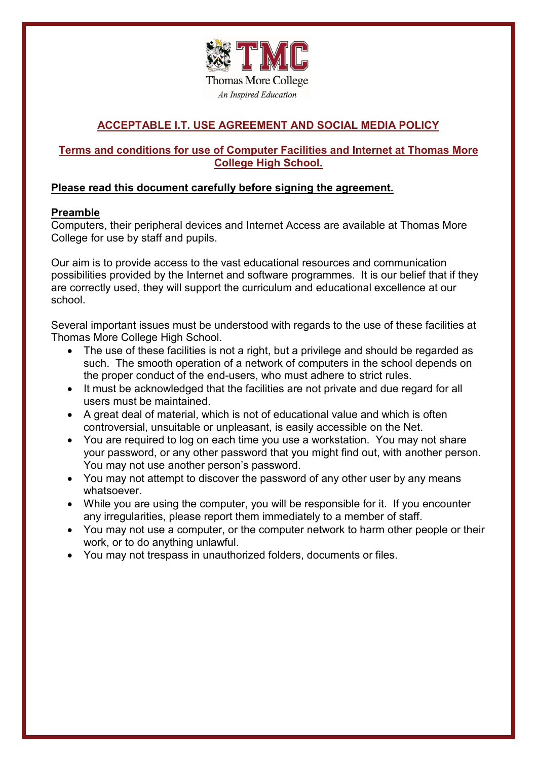TMC

Thomas More College

*An Inspired Education*

# ACCEPTABLE I.T. USE AGREEMENT AND SOCIAL MEDIA POLICY

## Terms and conditions for use of Computer Facilities and Internet at Thomas More College High School.

**Please read this document carefully before signing the agreement.**

**Preamble**

Computers, their peripheral devices and Internet Access are available at Thomas More College for use by staff and pupils.

Our aim is to provide access to the vast educational resources and communication possibilities provided by the Internet and software programmes. It is our belief that if they are correctly used, they will support the curriculum and educational excellence at our school.

Several important issues must be understood with regards to the use of these facilities at Thomas More College High School.

- The use of these facilities is not a right, but a privilege and should be regarded as such. The smooth operation of a network of computers in the school depends on the proper conduct of the end-users, who must adhere to strict rules.
- It must be acknowledged that the facilities are not private and due regard for all users must be maintained.
- A great deal of material, which is not of educational value and which is often controversial, unsuitable or unpleasant, is easily accessible on the Net.
- You are required to log on each time you use a workstation. You may not share your password, or any other password that you might find out, with another person. You may not use another person's password.
- You may not attempt to discover the password of any other user by any means whatsoever.
- While you are using the computer, you will be responsible for it. If you encounter any irregularities, please report them immediately to a member of staff.
- You may not use a computer, or the computer network to harm other people or their work, or to do anything unlawful.
- You may not trespass in unauthorized folders, documents or files.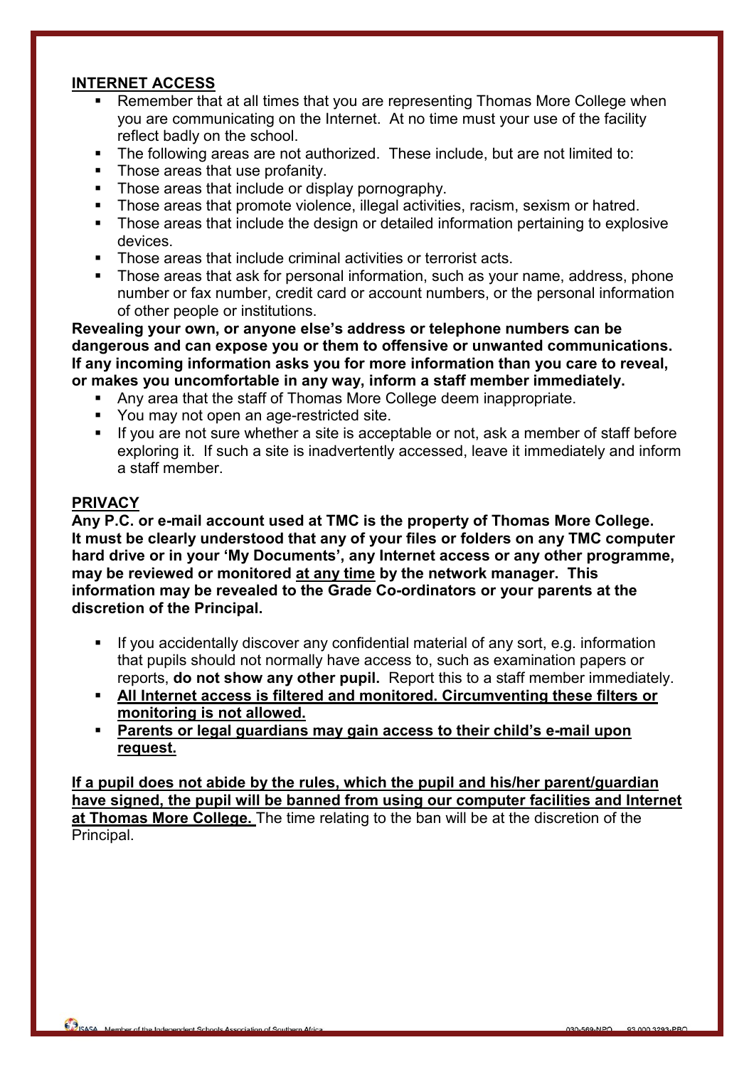## INTERNET ACCESS

- Remember that at all times that you are representing Thomas More College when you are communicating on the Internet. At no time must your use of the facility reflect badly on the school.
- The following areas are not authorized. These include, but are not limited to:
- Those areas that use profanity.
- Those areas that include or display pornography.
- Those areas that promote violence, illegal activities, racism, sexism or hatred.
- Those areas that include the design or detailed information pertaining to explosive devices.
- Those areas that include criminal activities or terrorist acts.
- Those areas that ask for personal information, such as your name, address, phone number or fax number, credit card or account numbers, or the personal information of other people or institutions.

**Revealing your own, or anyone else's address or telephone numbers can be dangerous and can expose you or them to offensive or unwanted communications. If any incoming information asks you for more information than you care to reveal, or makes you uncomfortable in any way, inform a staff member immediately.**

- Any area that the staff of Thomas More College deem inappropriate.
- You may not open an age-restricted site.
- If you are not sure whether a site is acceptable or not, ask a member of staff before exploring it. If such a site is inadvertently accessed, leave it immediately and inform a staff member.

## PRIVACY

**Any P.C. or e-mail account used at TMC is the property of Thomas More College. It must be clearly understood that any of your files or folders on any TMC computer hard drive or in your 'My Documents', any Internet access or any other programme, may be reviewed or monitored <u>at any time</u> by the network manager. This information may be revealed to the Grade Co-ordinators or your parents at the discretion of the Principal.**

- If you accidentally discover any confidential material of any sort, e.g. information that pupils should not normally have access to, such as examination papers or reports, **do not show any other pupil.** Report this to a staff member immediately.
- **<u>All Internet access is filtered and monitored. Circumventing these filters or monitoring is not allowed.</u>**
- **<u>Parents or legal guardians may gain access to their child's e-mail upon request.</u>**

**<u>If a pupil does not abide by the rules, which the pupil and his/her parent/guardian have signed, the pupil will be banned from using our computer facilities and Internet at Thomas More College.</u>** The time relating to the ban will be at the discretion of the Principal.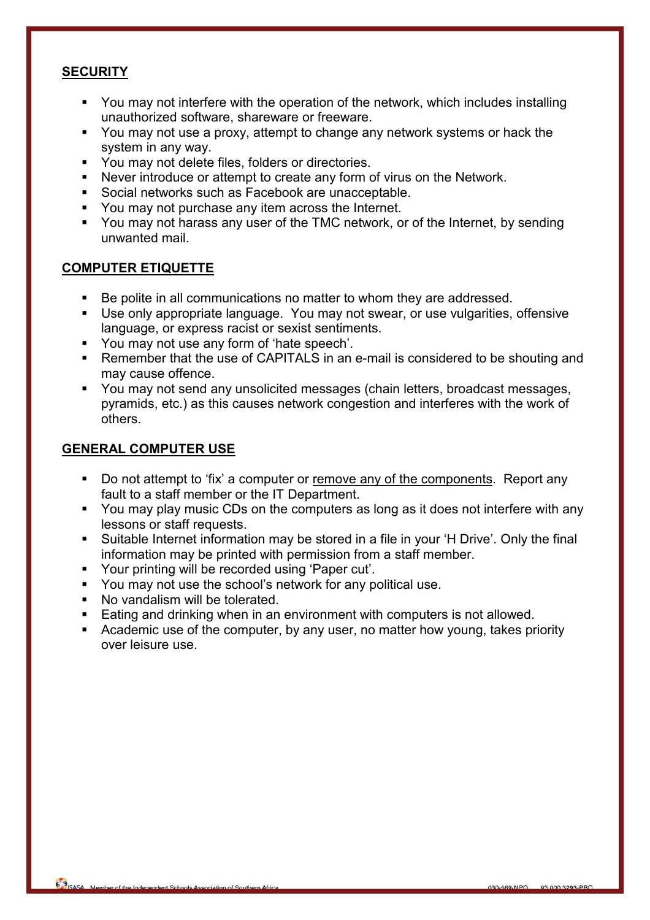**SECURITY**

- You may not interfere with the operation of the network, which includes installing unauthorized software, shareware or freeware.
- You may not use a proxy, attempt to change any network systems or hack the system in any way.
- You may not delete files, folders or directories.
- Never introduce or attempt to create any form of virus on the Network.
- Social networks such as Facebook are unacceptable.
- You may not purchase any item across the Internet.
- You may not harass any user of the TMC network, or of the Internet, by sending unwanted mail.

**COMPUTER ETIQUETTE**

- Be polite in all communications no matter to whom they are addressed.
- Use only appropriate language. You may not swear, or use vulgarities, offensive language, or express racist or sexist sentiments.
- You may not use any form of 'hate speech'.
- Remember that the use of CAPITALS in an e-mail is considered to be shouting and may cause offence.
- You may not send any unsolicited messages (chain letters, broadcast messages, pyramids, etc.) as this causes network congestion and interferes with the work of others.

**GENERAL COMPUTER USE**

- Do not attempt to 'fix' a computer or remove any of the components. Report any fault to a staff member or the IT Department.
- You may play music CDs on the computers as long as it does not interfere with any lessons or staff requests.
- Suitable Internet information may be stored in a file in your 'H Drive'. Only the final information may be printed with permission from a staff member.
- Your printing will be recorded using 'Paper cut'.
- You may not use the school's network for any political use.
- No vandalism will be tolerated.
- Eating and drinking when in an environment with computers is not allowed.
- Academic use of the computer, by any user, no matter how young, takes priority over leisure use.